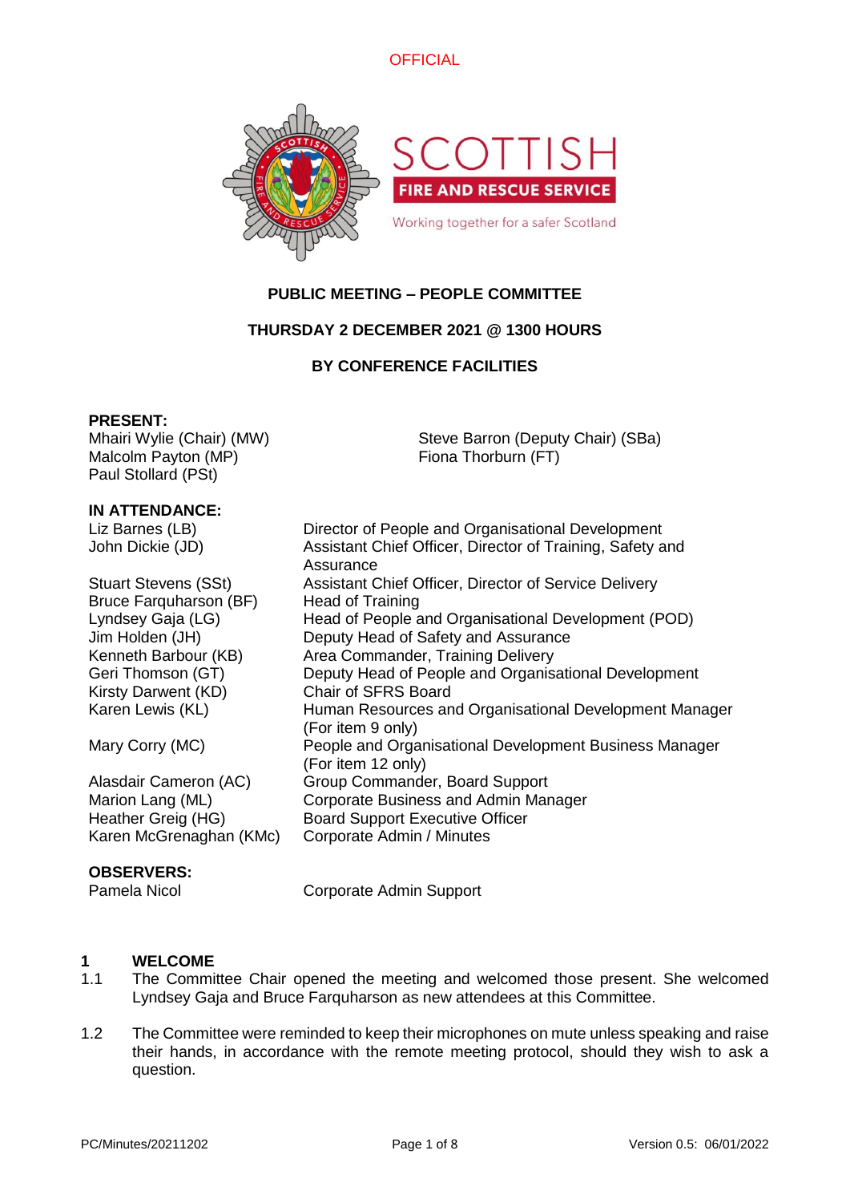OFFICIAL

**PUBLIC MEETING – PEOPLE COMMITTEE**

**THURSDAY 2 DECEMBER 2021 @ 1300 HOURS**

**BY CONFERENCE FACILITIES**

**PRESENT:**

Mhairi Wylie (Chair) (MW)
Steve Barron (Deputy Chair) (SBa)
Malcolm Payton (MP)
Fiona Thorburn (FT)
Paul Stollard (PSt)

**IN ATTENDANCE:**

| | |
|---|---|
| Liz Barnes (LB) | Director of People and Organisational Development |
| John Dickie (JD) | Assistant Chief Officer, Director of Training, Safety and Assurance |
| Stuart Stevens (SSt) | Assistant Chief Officer, Director of Service Delivery |
| Bruce Farquharson (BF) | Head of Training |
| Lyndsey Gaja (LG) | Head of People and Organisational Development (POD) |
| Jim Holden (JH) | Deputy Head of Safety and Assurance |
| Kenneth Barbour (KB) | Area Commander, Training Delivery |
| Geri Thomson (GT) | Deputy Head of People and Organisational Development |
| Kirsty Darwent (KD) | Chair of SFRS Board |
| Karen Lewis (KL) | Human Resources and Organisational Development Manager (For item 9 only) |
| Mary Corry (MC) | People and Organisational Development Business Manager (For item 12 only) |
| Alasdair Cameron (AC) | Group Commander, Board Support |
| Marion Lang (ML) | Corporate Business and Admin Manager |
| Heather Greig (HG) | Board Support Executive Officer |
| Karen McGrenaghan (KMc) | Corporate Admin / Minutes |

**OBSERVERS:**

| | |
|---|---|
| Pamela Nicol | Corporate Admin Support |

## 1 WELCOME

1.1 The Committee Chair opened the meeting and welcomed those present. She welcomed Lyndsey Gaja and Bruce Farquharson as new attendees at this Committee.

1.2 The Committee were reminded to keep their microphones on mute unless speaking and raise their hands, in accordance with the remote meeting protocol, should they wish to ask a question.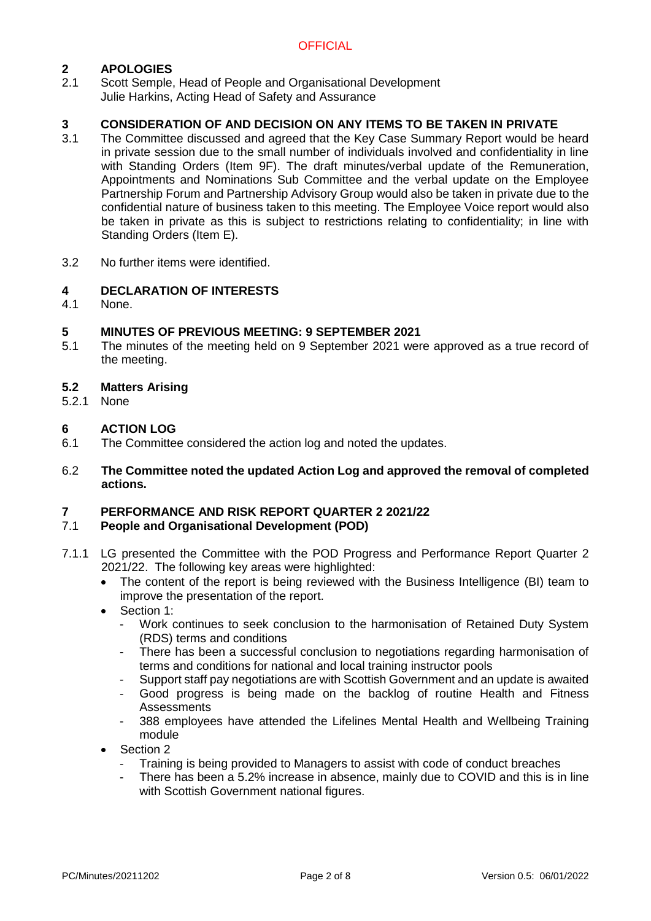## 2 APOLOGIES

2.1 Scott Semple, Head of People and Organisational Development
Julie Harkins, Acting Head of Safety and Assurance

## 3 CONSIDERATION OF AND DECISION ON ANY ITEMS TO BE TAKEN IN PRIVATE

3.1 The Committee discussed and agreed that the Key Case Summary Report would be heard in private session due to the small number of individuals involved and confidentiality in line with Standing Orders (Item 9F). The draft minutes/verbal update of the Remuneration, Appointments and Nominations Sub Committee and the verbal update on the Employee Partnership Forum and Partnership Advisory Group would also be taken in private due to the confidential nature of business taken to this meeting. The Employee Voice report would also be taken in private as this is subject to restrictions relating to confidentiality; in line with Standing Orders (Item E).

3.2 No further items were identified.

## 4 DECLARATION OF INTERESTS

4.1 None.

## 5 MINUTES OF PREVIOUS MEETING: 9 SEPTEMBER 2021

5.1 The minutes of the meeting held on 9 September 2021 were approved as a true record of the meeting.

### 5.2 Matters Arising

5.2.1 None

## 6 ACTION LOG

6.1 The Committee considered the action log and noted the updates.

6.2 **The Committee noted the updated Action Log and approved the removal of completed actions.**

## 7 PERFORMANCE AND RISK REPORT QUARTER 2 2021/22

### 7.1 People and Organisational Development (POD)

7.1.1 LG presented the Committee with the POD Progress and Performance Report Quarter 2 2021/22. The following key areas were highlighted:

- The content of the report is being reviewed with the Business Intelligence (BI) team to improve the presentation of the report.
- Section 1:
  - Work continues to seek conclusion to the harmonisation of Retained Duty System (RDS) terms and conditions
  - There has been a successful conclusion to negotiations regarding harmonisation of terms and conditions for national and local training instructor pools
  - Support staff pay negotiations are with Scottish Government and an update is awaited
  - Good progress is being made on the backlog of routine Health and Fitness Assessments
  - 388 employees have attended the Lifelines Mental Health and Wellbeing Training module
- Section 2
  - Training is being provided to Managers to assist with code of conduct breaches
  - There has been a 5.2% increase in absence, mainly due to COVID and this is in line with Scottish Government national figures.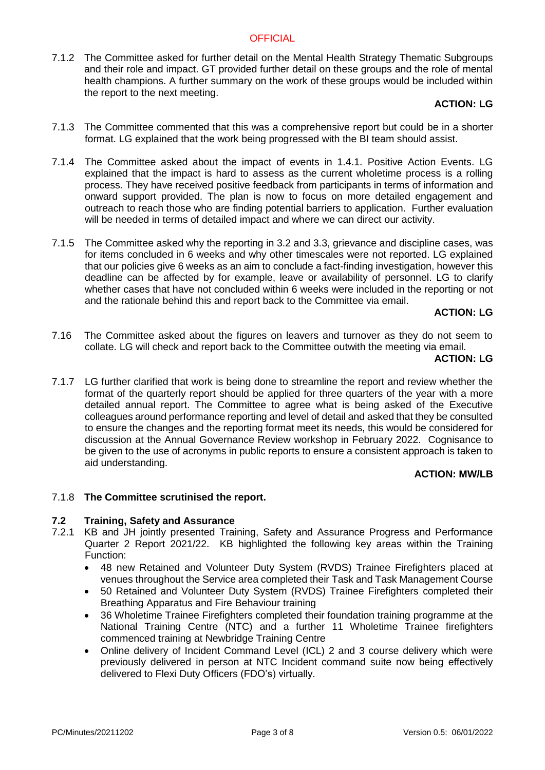7.1.2 The Committee asked for further detail on the Mental Health Strategy Thematic Subgroups and their role and impact. GT provided further detail on these groups and the role of mental health champions. A further summary on the work of these groups would be included within the report to the next meeting.

**ACTION: LG**

7.1.3 The Committee commented that this was a comprehensive report but could be in a shorter format. LG explained that the work being progressed with the BI team should assist.

7.1.4 The Committee asked about the impact of events in 1.4.1. Positive Action Events. LG explained that the impact is hard to assess as the current wholetime process is a rolling process. They have received positive feedback from participants in terms of information and onward support provided. The plan is now to focus on more detailed engagement and outreach to reach those who are finding potential barriers to application. Further evaluation will be needed in terms of detailed impact and where we can direct our activity.

7.1.5 The Committee asked why the reporting in 3.2 and 3.3, grievance and discipline cases, was for items concluded in 6 weeks and why other timescales were not reported. LG explained that our policies give 6 weeks as an aim to conclude a fact-finding investigation, however this deadline can be affected by for example, leave or availability of personnel. LG to clarify whether cases that have not concluded within 6 weeks were included in the reporting or not and the rationale behind this and report back to the Committee via email.

**ACTION: LG**

7.16 The Committee asked about the figures on leavers and turnover as they do not seem to collate. LG will check and report back to the Committee outwith the meeting via email.

**ACTION: LG**

7.1.7 LG further clarified that work is being done to streamline the report and review whether the format of the quarterly report should be applied for three quarters of the year with a more detailed annual report. The Committee to agree what is being asked of the Executive colleagues around performance reporting and level of detail and asked that they be consulted to ensure the changes and the reporting format meet its needs, this would be considered for discussion at the Annual Governance Review workshop in February 2022. Cognisance to be given to the use of acronyms in public reports to ensure a consistent approach is taken to aid understanding.

**ACTION: MW/LB**

7.1.8 **The Committee scrutinised the report.**

### 7.2 Training, Safety and Assurance

7.2.1 KB and JH jointly presented Training, Safety and Assurance Progress and Performance Quarter 2 Report 2021/22. KB highlighted the following key areas within the Training Function:

- 48 new Retained and Volunteer Duty System (RVDS) Trainee Firefighters placed at venues throughout the Service area completed their Task and Task Management Course
- 50 Retained and Volunteer Duty System (RVDS) Trainee Firefighters completed their Breathing Apparatus and Fire Behaviour training
- 36 Wholetime Trainee Firefighters completed their foundation training programme at the National Training Centre (NTC) and a further 11 Wholetime Trainee firefighters commenced training at Newbridge Training Centre
- Online delivery of Incident Command Level (ICL) 2 and 3 course delivery which were previously delivered in person at NTC Incident command suite now being effectively delivered to Flexi Duty Officers (FDO's) virtually.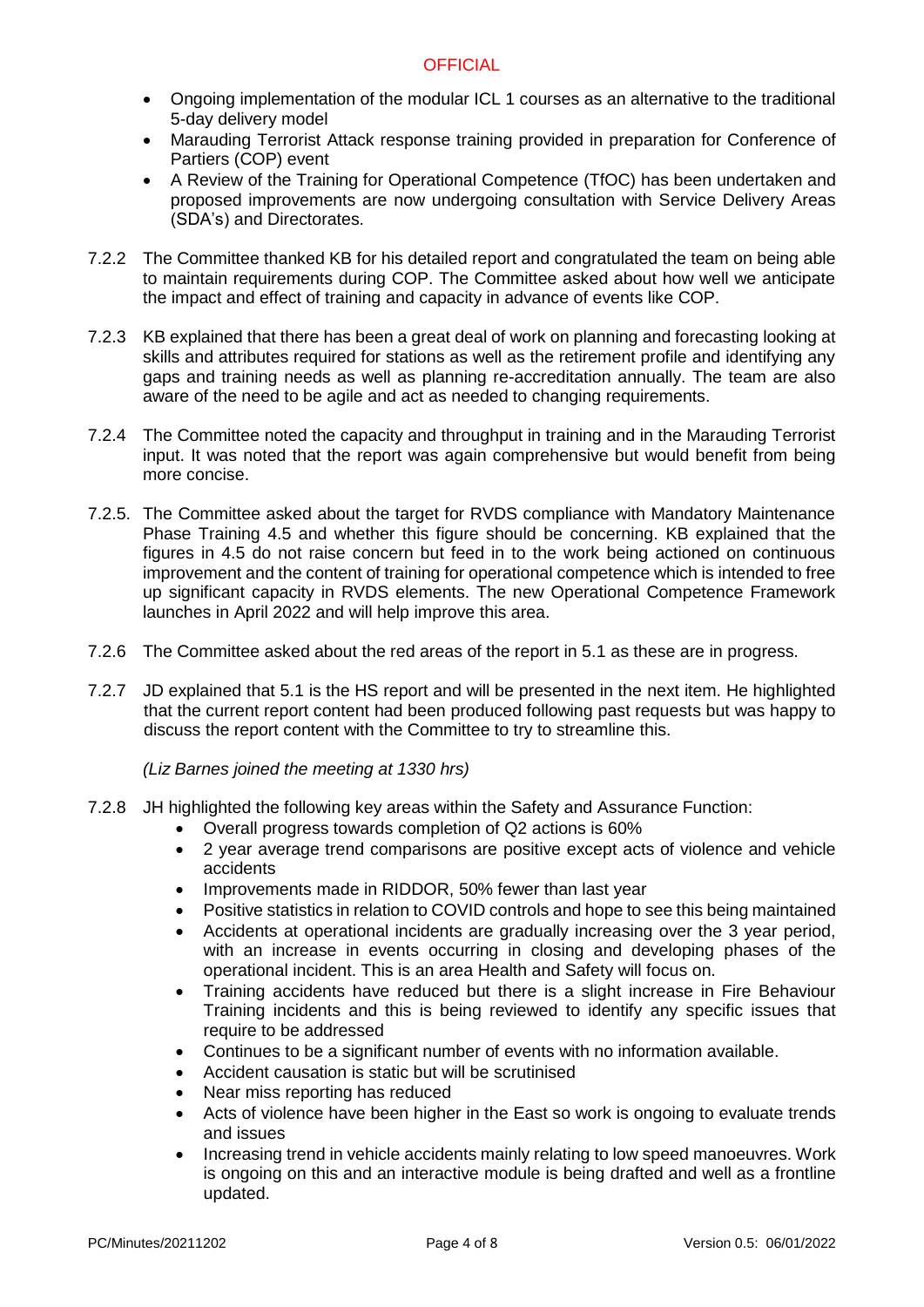- Ongoing implementation of the modular ICL 1 courses as an alternative to the traditional 5-day delivery model
- Marauding Terrorist Attack response training provided in preparation for Conference of Partiers (COP) event
- A Review of the Training for Operational Competence (TfOC) has been undertaken and proposed improvements are now undergoing consultation with Service Delivery Areas (SDA's) and Directorates.

7.2.2 The Committee thanked KB for his detailed report and congratulated the team on being able to maintain requirements during COP. The Committee asked about how well we anticipate the impact and effect of training and capacity in advance of events like COP.

7.2.3 KB explained that there has been a great deal of work on planning and forecasting looking at skills and attributes required for stations as well as the retirement profile and identifying any gaps and training needs as well as planning re-accreditation annually. The team are also aware of the need to be agile and act as needed to changing requirements.

7.2.4 The Committee noted the capacity and throughput in training and in the Marauding Terrorist input. It was noted that the report was again comprehensive but would benefit from being more concise.

7.2.5. The Committee asked about the target for RVDS compliance with Mandatory Maintenance Phase Training 4.5 and whether this figure should be concerning. KB explained that the figures in 4.5 do not raise concern but feed in to the work being actioned on continuous improvement and the content of training for operational competence which is intended to free up significant capacity in RVDS elements. The new Operational Competence Framework launches in April 2022 and will help improve this area.

7.2.6 The Committee asked about the red areas of the report in 5.1 as these are in progress.

7.2.7 JD explained that 5.1 is the HS report and will be presented in the next item. He highlighted that the current report content had been produced following past requests but was happy to discuss the report content with the Committee to try to streamline this.

*(Liz Barnes joined the meeting at 1330 hrs)*

7.2.8 JH highlighted the following key areas within the Safety and Assurance Function:
- Overall progress towards completion of Q2 actions is 60%
- 2 year average trend comparisons are positive except acts of violence and vehicle accidents
- Improvements made in RIDDOR, 50% fewer than last year
- Positive statistics in relation to COVID controls and hope to see this being maintained
- Accidents at operational incidents are gradually increasing over the 3 year period, with an increase in events occurring in closing and developing phases of the operational incident. This is an area Health and Safety will focus on.
- Training accidents have reduced but there is a slight increase in Fire Behaviour Training incidents and this is being reviewed to identify any specific issues that require to be addressed
- Continues to be a significant number of events with no information available.
- Accident causation is static but will be scrutinised
- Near miss reporting has reduced
- Acts of violence have been higher in the East so work is ongoing to evaluate trends and issues
- Increasing trend in vehicle accidents mainly relating to low speed manoeuvres. Work is ongoing on this and an interactive module is being drafted and well as a frontline updated.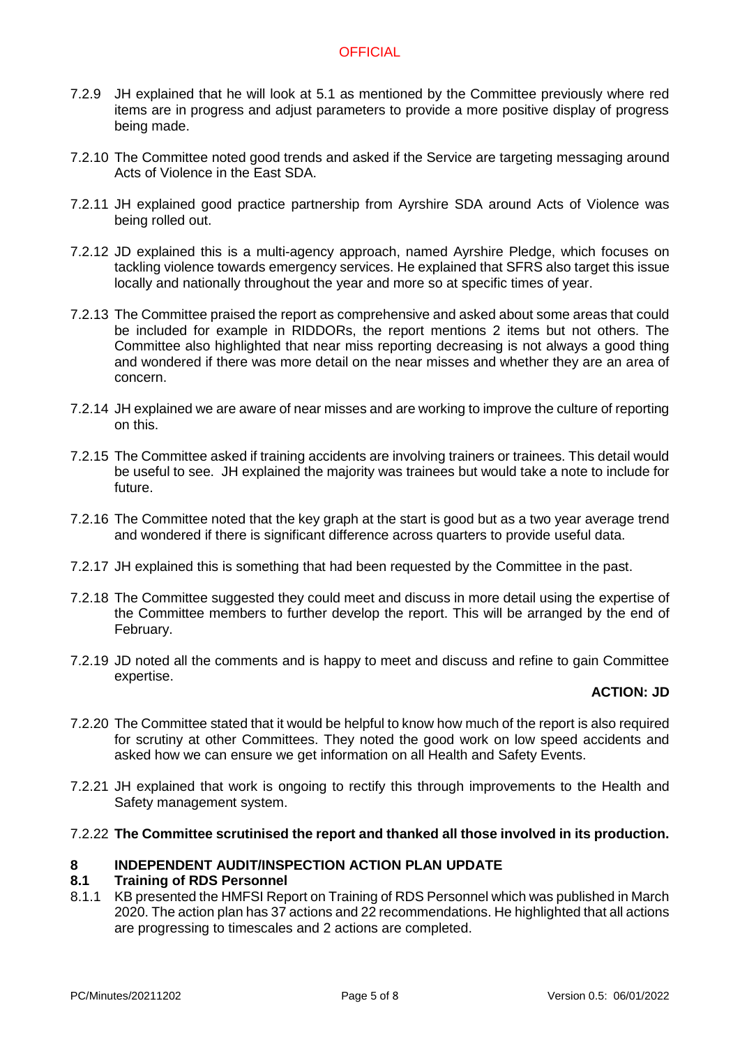7.2.9 JH explained that he will look at 5.1 as mentioned by the Committee previously where red items are in progress and adjust parameters to provide a more positive display of progress being made.

7.2.10 The Committee noted good trends and asked if the Service are targeting messaging around Acts of Violence in the East SDA.

7.2.11 JH explained good practice partnership from Ayrshire SDA around Acts of Violence was being rolled out.

7.2.12 JD explained this is a multi-agency approach, named Ayrshire Pledge, which focuses on tackling violence towards emergency services. He explained that SFRS also target this issue locally and nationally throughout the year and more so at specific times of year.

7.2.13 The Committee praised the report as comprehensive and asked about some areas that could be included for example in RIDDORs, the report mentions 2 items but not others. The Committee also highlighted that near miss reporting decreasing is not always a good thing and wondered if there was more detail on the near misses and whether they are an area of concern.

7.2.14 JH explained we are aware of near misses and are working to improve the culture of reporting on this.

7.2.15 The Committee asked if training accidents are involving trainers or trainees. This detail would be useful to see. JH explained the majority was trainees but would take a note to include for future.

7.2.16 The Committee noted that the key graph at the start is good but as a two year average trend and wondered if there is significant difference across quarters to provide useful data.

7.2.17 JH explained this is something that had been requested by the Committee in the past.

7.2.18 The Committee suggested they could meet and discuss in more detail using the expertise of the Committee members to further develop the report. This will be arranged by the end of February.

7.2.19 JD noted all the comments and is happy to meet and discuss and refine to gain Committee expertise.

**ACTION: JD**

7.2.20 The Committee stated that it would be helpful to know how much of the report is also required for scrutiny at other Committees. They noted the good work on low speed accidents and asked how we can ensure we get information on all Health and Safety Events.

7.2.21 JH explained that work is ongoing to rectify this through improvements to the Health and Safety management system.

7.2.22 **The Committee scrutinised the report and thanked all those involved in its production.**

## 8 INDEPENDENT AUDIT/INSPECTION ACTION PLAN UPDATE

### 8.1 Training of RDS Personnel

8.1.1 KB presented the HMFSI Report on Training of RDS Personnel which was published in March 2020. The action plan has 37 actions and 22 recommendations. He highlighted that all actions are progressing to timescales and 2 actions are completed.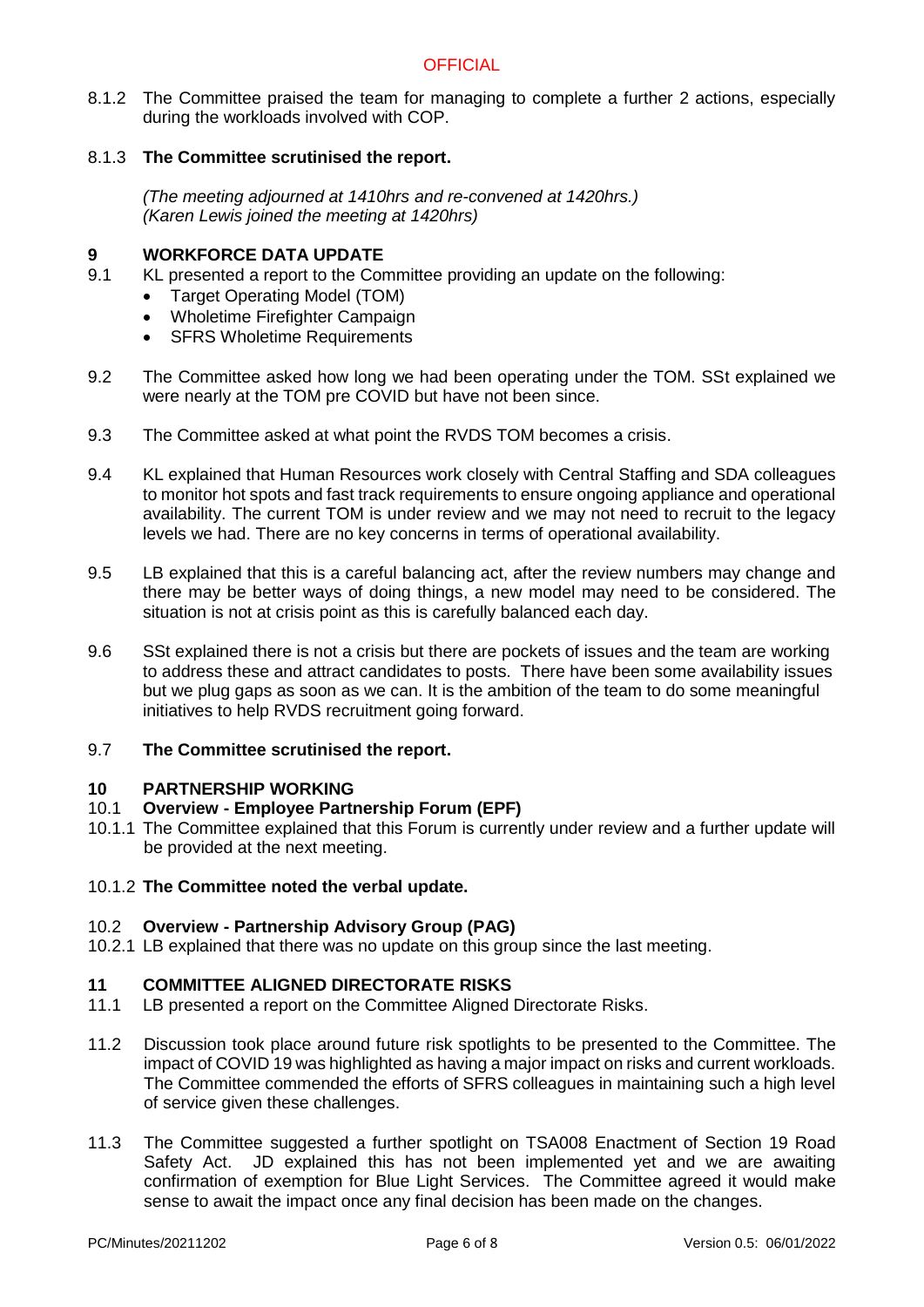8.1.2 The Committee praised the team for managing to complete a further 2 actions, especially during the workloads involved with COP.

8.1.3 **The Committee scrutinised the report.**

*(The meeting adjourned at 1410hrs and re-convened at 1420hrs.)*
*(Karen Lewis joined the meeting at 1420hrs)*

## 9 WORKFORCE DATA UPDATE

9.1 KL presented a report to the Committee providing an update on the following:

- Target Operating Model (TOM)
- Wholetime Firefighter Campaign
- SFRS Wholetime Requirements

9.2 The Committee asked how long we had been operating under the TOM. SSt explained we were nearly at the TOM pre COVID but have not been since.

9.3 The Committee asked at what point the RVDS TOM becomes a crisis.

9.4 KL explained that Human Resources work closely with Central Staffing and SDA colleagues to monitor hot spots and fast track requirements to ensure ongoing appliance and operational availability. The current TOM is under review and we may not need to recruit to the legacy levels we had. There are no key concerns in terms of operational availability.

9.5 LB explained that this is a careful balancing act, after the review numbers may change and there may be better ways of doing things, a new model may need to be considered. The situation is not at crisis point as this is carefully balanced each day.

9.6 SSt explained there is not a crisis but there are pockets of issues and the team are working to address these and attract candidates to posts. There have been some availability issues but we plug gaps as soon as we can. It is the ambition of the team to do some meaningful initiatives to help RVDS recruitment going forward.

9.7 **The Committee scrutinised the report.**

## 10 PARTNERSHIP WORKING

### 10.1 Overview - Employee Partnership Forum (EPF)

10.1.1 The Committee explained that this Forum is currently under review and a further update will be provided at the next meeting.

10.1.2 **The Committee noted the verbal update.**

### 10.2 Overview - Partnership Advisory Group (PAG)

10.2.1 LB explained that there was no update on this group since the last meeting.

## 11 COMMITTEE ALIGNED DIRECTORATE RISKS

11.1 LB presented a report on the Committee Aligned Directorate Risks.

11.2 Discussion took place around future risk spotlights to be presented to the Committee. The impact of COVID 19 was highlighted as having a major impact on risks and current workloads. The Committee commended the efforts of SFRS colleagues in maintaining such a high level of service given these challenges.

11.3 The Committee suggested a further spotlight on TSA008 Enactment of Section 19 Road Safety Act. JD explained this has not been implemented yet and we are awaiting confirmation of exemption for Blue Light Services. The Committee agreed it would make sense to await the impact once any final decision has been made on the changes.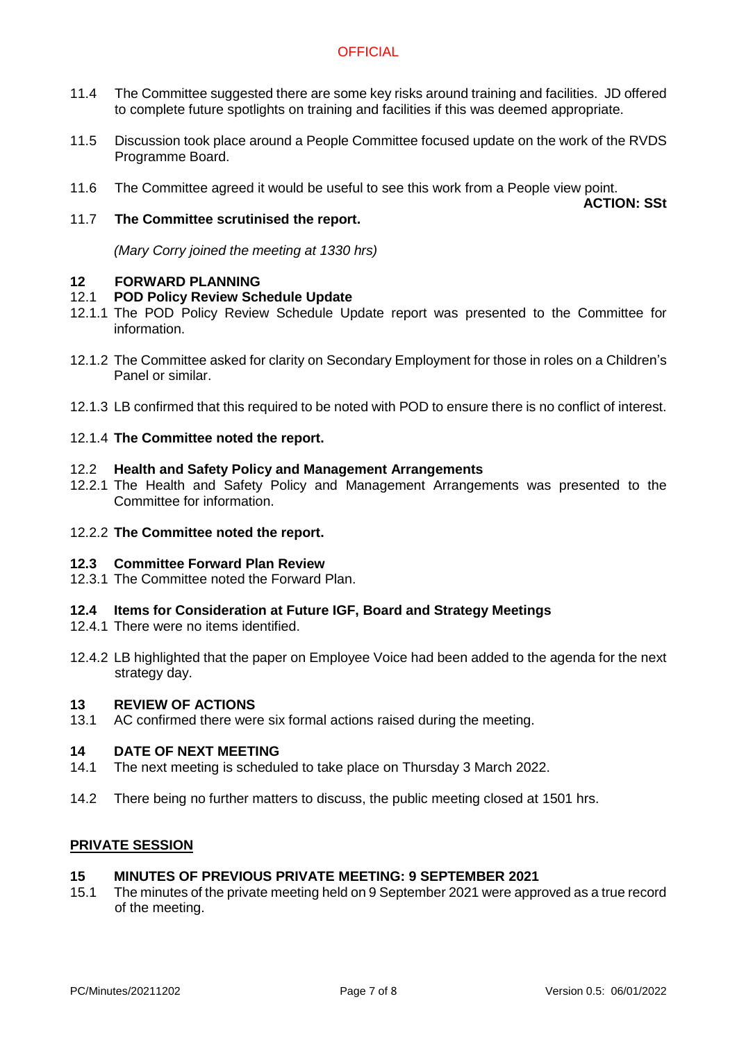11.4 The Committee suggested there are some key risks around training and facilities. JD offered to complete future spotlights on training and facilities if this was deemed appropriate.

11.5 Discussion took place around a People Committee focused update on the work of the RVDS Programme Board.

11.6 The Committee agreed it would be useful to see this work from a People view point.

**ACTION: SSt**

11.7 **The Committee scrutinised the report.**

*(Mary Corry joined the meeting at 1330 hrs)*

## 12 FORWARD PLANNING

### 12.1 POD Policy Review Schedule Update

12.1.1 The POD Policy Review Schedule Update report was presented to the Committee for information.

12.1.2 The Committee asked for clarity on Secondary Employment for those in roles on a Children's Panel or similar.

12.1.3 LB confirmed that this required to be noted with POD to ensure there is no conflict of interest.

12.1.4 **The Committee noted the report.**

### 12.2 Health and Safety Policy and Management Arrangements

12.2.1 The Health and Safety Policy and Management Arrangements was presented to the Committee for information.

12.2.2 **The Committee noted the report.**

### 12.3 Committee Forward Plan Review

12.3.1 The Committee noted the Forward Plan.

### 12.4 Items for Consideration at Future IGF, Board and Strategy Meetings

12.4.1 There were no items identified.

12.4.2 LB highlighted that the paper on Employee Voice had been added to the agenda for the next strategy day.

## 13 REVIEW OF ACTIONS

13.1 AC confirmed there were six formal actions raised during the meeting.

## 14 DATE OF NEXT MEETING

14.1 The next meeting is scheduled to take place on Thursday 3 March 2022.

14.2 There being no further matters to discuss, the public meeting closed at 1501 hrs.

## PRIVATE SESSION

## 15 MINUTES OF PREVIOUS PRIVATE MEETING: 9 SEPTEMBER 2021

15.1 The minutes of the private meeting held on 9 September 2021 were approved as a true record of the meeting.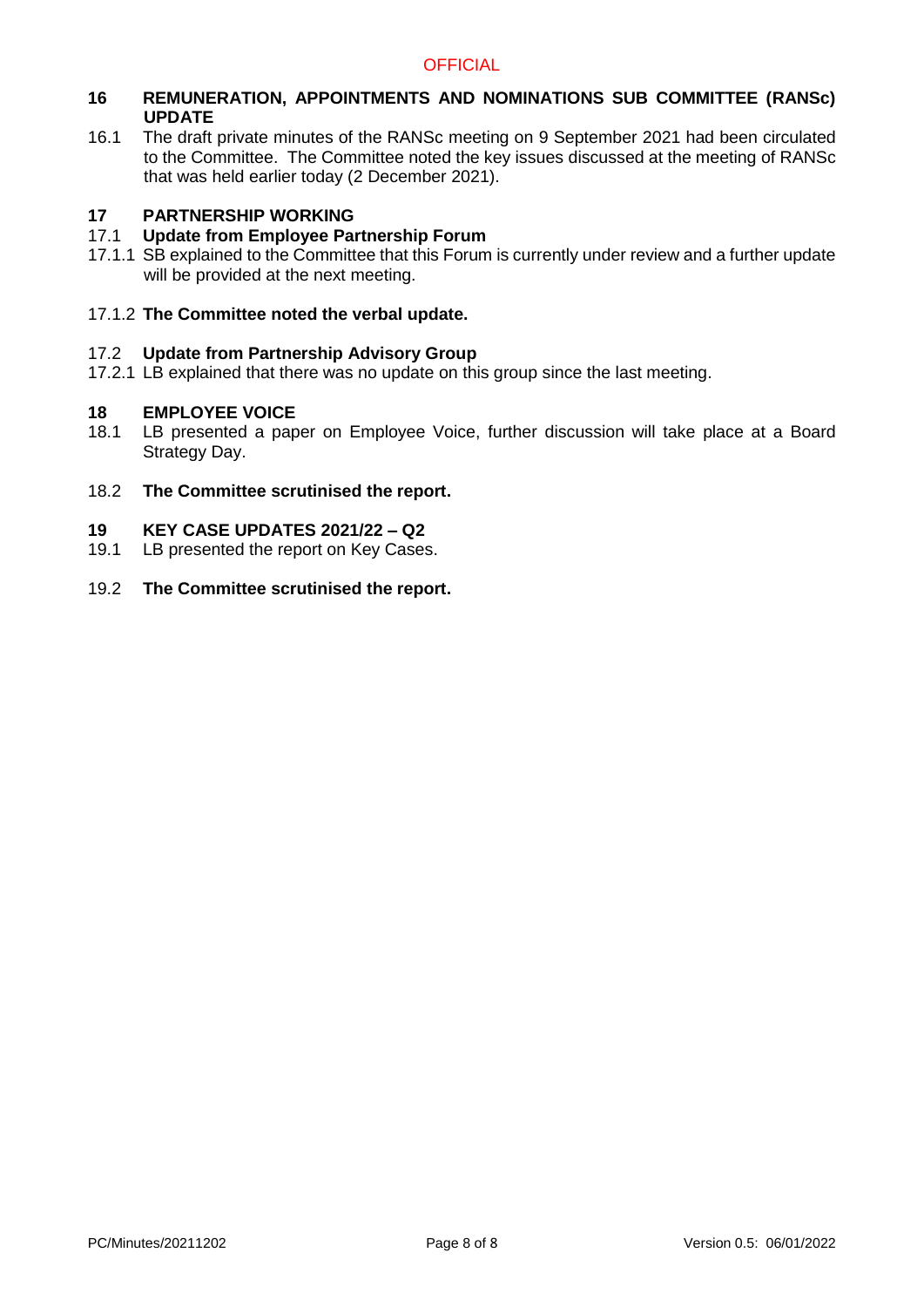## 16 REMUNERATION, APPOINTMENTS AND NOMINATIONS SUB COMMITTEE (RANSc) UPDATE

16.1 The draft private minutes of the RANSc meeting on 9 September 2021 had been circulated to the Committee. The Committee noted the key issues discussed at the meeting of RANSc that was held earlier today (2 December 2021).

## 17 PARTNERSHIP WORKING

### 17.1 Update from Employee Partnership Forum

17.1.1 SB explained to the Committee that this Forum is currently under review and a further update will be provided at the next meeting.

17.1.2 **The Committee noted the verbal update.**

### 17.2 Update from Partnership Advisory Group

17.2.1 LB explained that there was no update on this group since the last meeting.

## 18 EMPLOYEE VOICE

18.1 LB presented a paper on Employee Voice, further discussion will take place at a Board Strategy Day.

18.2 **The Committee scrutinised the report.**

## 19 KEY CASE UPDATES 2021/22 – Q2

19.1 LB presented the report on Key Cases.

19.2 **The Committee scrutinised the report.**